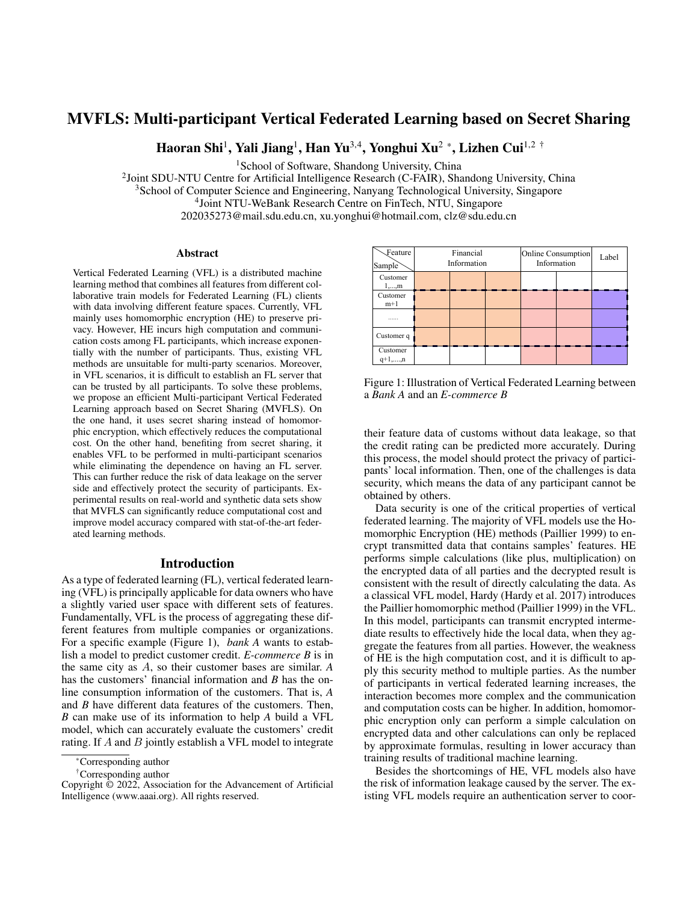# MVFLS: Multi-participant Vertical Federated Learning based on Secret Sharing

**Haoran Shi**[1], **Yali Jiang**[1], **Han Yu**[3,4], **Yonghui Xu**[2 *], **Lizhen Cui**[1,2 †]

[1]School of Software, Shandong University, China
[2]Joint SDU-NTU Centre for Artificial Intelligence Research (C-FAIR), Shandong University, China
[3]School of Computer Science and Engineering, Nanyang Technological University, Singapore
[4]Joint NTU-WeBank Research Centre on FinTech, NTU, Singapore
202035273@mail.sdu.edu.cn, xu.yonghui@hotmail.com, clz@sdu.edu.cn

## Abstract

Vertical Federated Learning (VFL) is a distributed machine learning method that combines all features from different collaborative train models for Federated Learning (FL) clients with data involving different feature spaces. Currently, VFL mainly uses homomorphic encryption (HE) to preserve privacy. However, HE incurs high computation and communication costs among FL participants, which increase exponentially with the number of participants. Thus, existing VFL methods are unsuitable for multi-party scenarios. Moreover, in VFL scenarios, it is difficult to establish an FL server that can be trusted by all participants. To solve these problems, we propose an efficient Multi-participant Vertical Federated Learning approach based on Secret Sharing (MVFLS). On the one hand, it uses secret sharing instead of homomorphic encryption, which effectively reduces the computational cost. On the other hand, benefiting from secret sharing, it enables VFL to be performed in multi-participant scenarios while eliminating the dependence on having an FL server. This can further reduce the risk of data leakage on the server side and effectively protect the security of participants. Experimental results on real-world and synthetic data sets show that MVFLS can significantly reduce computational cost and improve model accuracy compared with stat-of-the-art federated learning methods.

## Introduction

As a type of federated learning (FL), vertical federated learning (VFL) is principally applicable for data owners who have a slightly varied user space with different sets of features. Fundamentally, VFL is the process of aggregating these different features from multiple companies or organizations. For a specific example (Figure 1), *bank A* wants to establish a model to predict customer credit. *E-commerce B* is in the same city as *A*, so their customer bases are similar. *A* has the customers' financial information and *B* has the online consumption information of the customers. That is, *A* and *B* have different data features of the customers. Then, *B* can make use of its information to help *A* build a VFL model, which can accurately evaluate the customers' credit rating. If $A$ and $B$ jointly establish a VFL model to integrate their feature data of customs without data leakage, so that the credit rating can be predicted more accurately. During this process, the model should protect the privacy of participants' local information. Then, one of the challenges is data security, which means the data of any participant cannot be obtained by others.

| Feature / Sample | Financial Information | | | Online Consumption Information | | Label |
|---|---|---|---|---|---|---|
| Customer 1,...,m | | | | | | |
| Customer m+1 | | | | | | |
| ...... | | | | | | |
| Customer q | | | | | | |
| Customer q+1,....,n | | | | | | |

Figure 1: Illustration of Vertical Federated Learning between a *Bank A* and an *E-commerce B*

Data security is one of the critical properties of vertical federated learning. The majority of VFL models use the Homomorphic Encryption (HE) methods (Paillier 1999) to encrypt transmitted data that contains samples' features. HE performs simple calculations (like plus, multiplication) on the encrypted data of all parties and the decrypted result is consistent with the result of directly calculating the data. As a classical VFL model, Hardy (Hardy et al. 2017) introduces the Paillier homomorphic method (Paillier 1999) in the VFL. In this model, participants can transmit encrypted intermediate results to effectively hide the local data, when they aggregate the features from all parties. However, the weakness of HE is the high computation cost, and it is difficult to apply this security method to multiple parties. As the number of participants in vertical federated learning increases, the interaction becomes more complex and the communication and computation costs can be higher. In addition, homomorphic encryption only can perform a simple calculation on encrypted data and other calculations can only be replaced by approximate formulas, resulting in lower accuracy than training results of traditional machine learning.

Besides the shortcomings of HE, VFL models also have the risk of information leakage caused by the server. The existing VFL models require an authentication server to coor-

*Corresponding author

†Corresponding author

Copyright © 2022, Association for the Advancement of Artificial Intelligence (www.aaai.org). All rights reserved.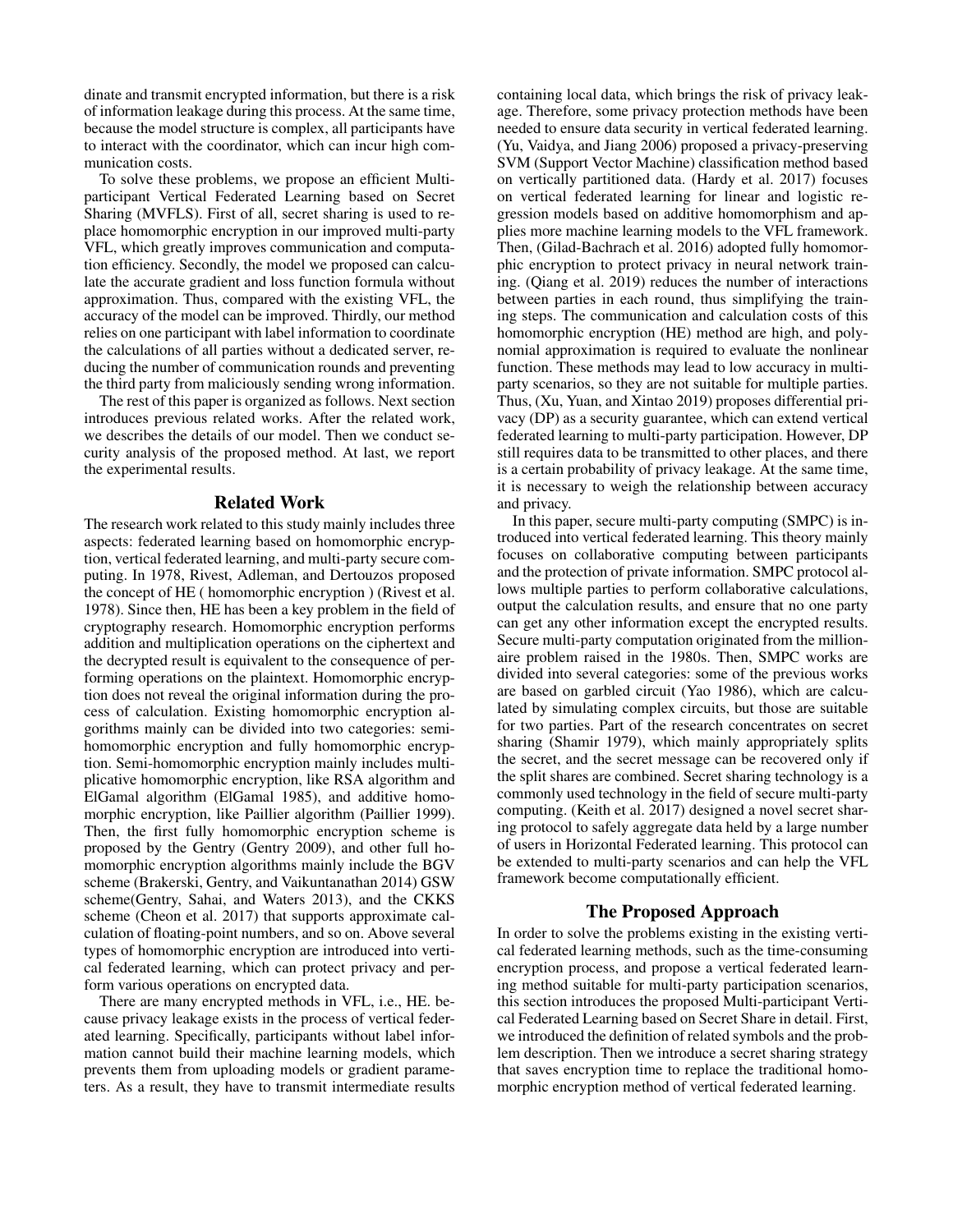dinate and transmit encrypted information, but there is a risk of information leakage during this process. At the same time, because the model structure is complex, all participants have to interact with the coordinator, which can incur high communication costs.

To solve these problems, we propose an efficient Multi-participant Vertical Federated Learning based on Secret Sharing (MVFLS). First of all, secret sharing is used to replace homomorphic encryption in our improved multi-party VFL, which greatly improves communication and computation efficiency. Secondly, the model we proposed can calculate the accurate gradient and loss function formula without approximation. Thus, compared with the existing VFL, the accuracy of the model can be improved. Thirdly, our method relies on one participant with label information to coordinate the calculations of all parties without a dedicated server, reducing the number of communication rounds and preventing the third party from maliciously sending wrong information.

The rest of this paper is organized as follows. Next section introduces previous related works. After the related work, we describes the details of our model. Then we conduct security analysis of the proposed method. At last, we report the experimental results.

## Related Work

The research work related to this study mainly includes three aspects: federated learning based on homomorphic encryption, vertical federated learning, and multi-party secure computing. In 1978, Rivest, Adleman, and Dertouzos proposed the concept of HE ( homomorphic encryption ) (Rivest et al. 1978). Since then, HE has been a key problem in the field of cryptography research. Homomorphic encryption performs addition and multiplication operations on the ciphertext and the decrypted result is equivalent to the consequence of performing operations on the plaintext. Homomorphic encryption does not reveal the original information during the process of calculation. Existing homomorphic encryption algorithms mainly can be divided into two categories: semi-homomorphic encryption and fully homomorphic encryption. Semi-homomorphic encryption mainly includes multiplicative homomorphic encryption, like RSA algorithm and ElGamal algorithm (ElGamal 1985), and additive homomorphic encryption, like Paillier algorithm (Paillier 1999). Then, the first fully homomorphic encryption scheme is proposed by the Gentry (Gentry 2009), and other full homomorphic encryption algorithms mainly include the BGV scheme (Brakerski, Gentry, and Vaikuntanathan 2014) GSW scheme(Gentry, Sahai, and Waters 2013), and the CKKS scheme (Cheon et al. 2017) that supports approximate calculation of floating-point numbers, and so on. Above several types of homomorphic encryption are introduced into vertical federated learning, which can protect privacy and perform various operations on encrypted data.

There are many encrypted methods in VFL, i.e., HE. because privacy leakage exists in the process of vertical federated learning. Specifically, participants without label information cannot build their machine learning models, which prevents them from uploading models or gradient parameters. As a result, they have to transmit intermediate results containing local data, which brings the risk of privacy leakage. Therefore, some privacy protection methods have been needed to ensure data security in vertical federated learning. (Yu, Vaidya, and Jiang 2006) proposed a privacy-preserving SVM (Support Vector Machine) classification method based on vertically partitioned data. (Hardy et al. 2017) focuses on vertical federated learning for linear and logistic regression models based on additive homomorphism and applies more machine learning models to the VFL framework. Then, (Gilad-Bachrach et al. 2016) adopted fully homomorphic encryption to protect privacy in neural network training. (Qiang et al. 2019) reduces the number of interactions between parties in each round, thus simplifying the training steps. The communication and calculation costs of this homomorphic encryption (HE) method are high, and polynomial approximation is required to evaluate the nonlinear function. These methods may lead to low accuracy in multi-party scenarios, so they are not suitable for multiple parties. Thus, (Xu, Yuan, and Xintao 2019) proposes differential privacy (DP) as a security guarantee, which can extend vertical federated learning to multi-party participation. However, DP still requires data to be transmitted to other places, and there is a certain probability of privacy leakage. At the same time, it is necessary to weigh the relationship between accuracy and privacy.

In this paper, secure multi-party computing (SMPC) is introduced into vertical federated learning. This theory mainly focuses on collaborative computing between participants and the protection of private information. SMPC protocol allows multiple parties to perform collaborative calculations, output the calculation results, and ensure that no one party can get any other information except the encrypted results. Secure multi-party computation originated from the millionaire problem raised in the 1980s. Then, SMPC works are divided into several categories: some of the previous works are based on garbled circuit (Yao 1986), which are calculated by simulating complex circuits, but those are suitable for two parties. Part of the research concentrates on secret sharing (Shamir 1979), which mainly appropriately splits the secret, and the secret message can be recovered only if the split shares are combined. Secret sharing technology is a commonly used technology in the field of secure multi-party computing. (Keith et al. 2017) designed a novel secret sharing protocol to safely aggregate data held by a large number of users in Horizontal Federated learning. This protocol can be extended to multi-party scenarios and can help the VFL framework become computationally efficient.

## The Proposed Approach

In order to solve the problems existing in the existing vertical federated learning methods, such as the time-consuming encryption process, and propose a vertical federated learning method suitable for multi-party participation scenarios, this section introduces the proposed Multi-participant Vertical Federated Learning based on Secret Share in detail. First, we introduced the definition of related symbols and the problem description. Then we introduce a secret sharing strategy that saves encryption time to replace the traditional homomorphic encryption method of vertical federated learning.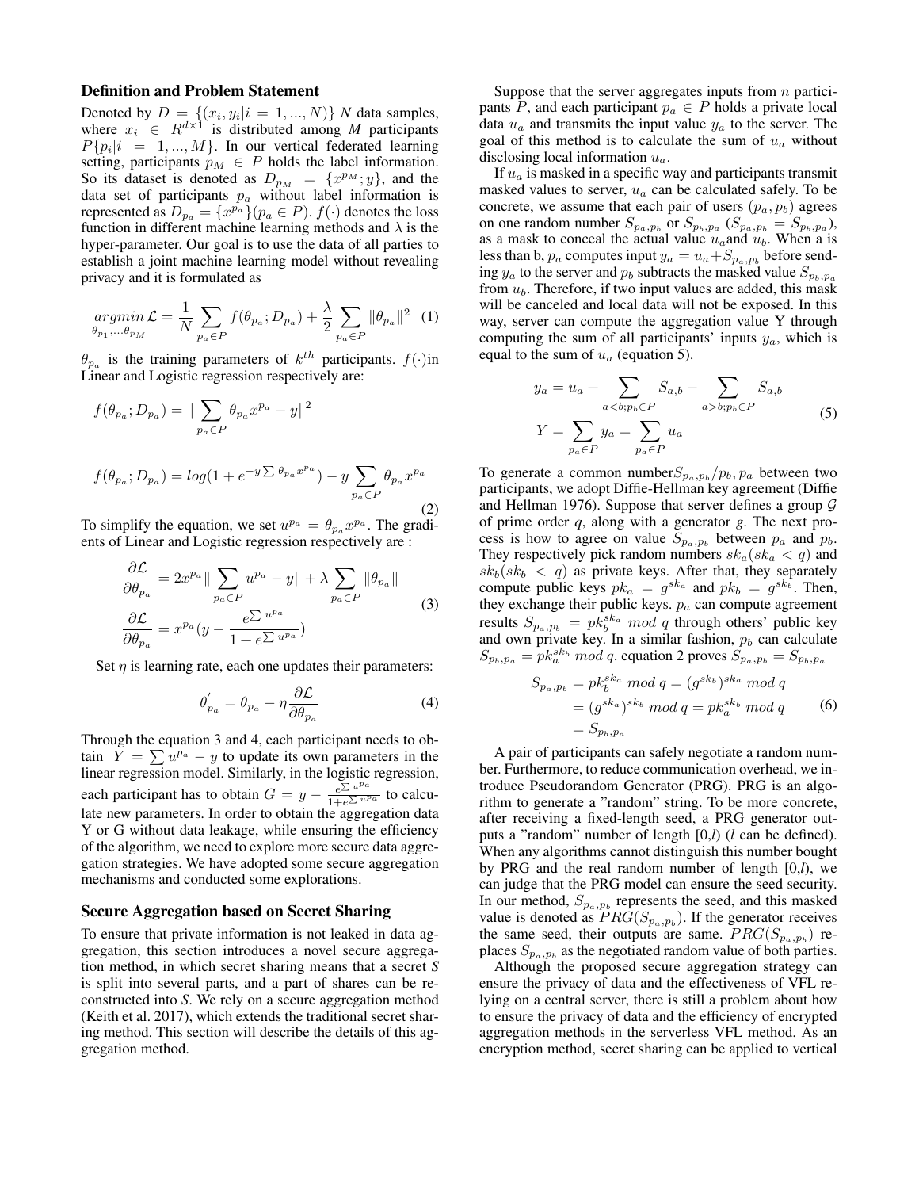### Definition and Problem Statement

Denoted by $D = \{(x_i, y_i | i = 1, ..., N)\}$ $N$ data samples, where $x_i \in R^{d \times 1}$ is distributed among $M$ participants $P\{p_i | i = 1, ..., M\}$. In our vertical federated learning setting, participants $p_M \in P$ holds the label information. So its dataset is denoted as $D_{p_M} = \{x^{p_M}; y\}$, and the data set of participants $p_a$ without label information is represented as $D_{p_a} = \{x^{p_a}\}(p_a \in P)$. $f(\cdot)$ denotes the loss function in different machine learning methods and $\lambda$ is the hyper-parameter. Our goal is to use the data of all parties to establish a joint machine learning model without revealing privacy and it is formulated as

$$\underset{\theta_{p_1},...\theta_{p_M}}{argmin}\, \mathcal{L} = \frac{1}{N}\sum_{p_a \in P} f(\theta_{p_a}; D_{p_a}) + \frac{\lambda}{2}\sum_{p_a \in P}\|\theta_{p_a}\|^2 \quad (1)$$

$\theta_{p_a}$ is the training parameters of $k^{th}$ participants. $f(\cdot)$in Linear and Logistic regression respectively are:

$$f(\theta_{p_a}; D_{p_a}) = \| \sum_{p_a \in P} \theta_{p_a} x^{p_a} - y\|^2$$

$$f(\theta_{p_a}; D_{p_a}) = log(1 + e^{-y\sum \theta_{p_a} x^{p_a}}) - y\sum_{p_a \in P} \theta_{p_a} x^{p_a} \quad (2)$$

To simplify the equation, we set $u^{p_a} = \theta_{p_a} x^{p_a}$. The gradients of Linear and Logistic regression respectively are :

$$\frac{\partial \mathcal{L}}{\partial \theta_{p_a}} = 2x^{p_a}\| \sum_{p_a \in P} u^{p_a} - y\| + \lambda \sum_{p_a \in P}\|\theta_{p_a}\|$$
$$\frac{\partial \mathcal{L}}{\partial \theta_{p_a}} = x^{p_a}(y - \frac{e^{\sum u^{p_a}}}{1 + e^{\sum u^{p_a}}}) \quad (3)$$

Set $\eta$ is learning rate, each one updates their parameters:

$$\theta'_{p_a} = \theta_{p_a} - \eta \frac{\partial \mathcal{L}}{\partial \theta_{p_a}} \quad (4)$$

Through the equation 3 and 4, each participant needs to obtain $Y = \sum u^{p_a} - y$ to update its own parameters in the linear regression model. Similarly, in the logistic regression, each participant has to obtain $G = y - \frac{e^{\sum u^{p_a}}}{1+e^{\sum u^{p_a}}}$ to calculate new parameters. In order to obtain the aggregation data Y or G without data leakage, while ensuring the efficiency of the algorithm, we need to explore more secure data aggregation strategies. We have adopted some secure aggregation mechanisms and conducted some explorations.

### Secure Aggregation based on Secret Sharing

To ensure that private information is not leaked in data aggregation, this section introduces a novel secure aggregation method, in which secret sharing means that a secret *S* is split into several parts, and a part of shares can be reconstructed into *S*. We rely on a secure aggregation method (Keith et al. 2017), which extends the traditional secret sharing method. This section will describe the details of this aggregation method.

Suppose that the server aggregates inputs from $n$ participants $P$, and each participant $p_a \in P$ holds a private local data $u_a$ and transmits the input value $y_a$ to the server. The goal of this method is to calculate the sum of $u_a$ without disclosing local information $u_a$.

If $u_a$ is masked in a specific way and participants transmit masked values to server, $u_a$ can be calculated safely. To be concrete, we assume that each pair of users $(p_a, p_b)$ agrees on one random number $S_{p_a,p_b}$ or $S_{p_b,p_a}$ ($S_{p_a,p_b} = S_{p_b,p_a}$), as a mask to conceal the actual value $u_a$and $u_b$. When a is less than b, $p_a$ computes input $y_a = u_a + S_{p_a,p_b}$ before sending $y_a$ to the server and $p_b$ subtracts the masked value $S_{p_b,p_a}$ from $u_b$. Therefore, if two input values are added, this mask will be canceled and local data will not be exposed. In this way, server can compute the aggregation value Y through computing the sum of all participants' inputs $y_a$, which is equal to the sum of $u_a$ (equation 5).

$$y_a = u_a + \sum_{a<b;p_b \in P} S_{a,b} - \sum_{a>b;p_b \in P} S_{a,b}$$
$$Y = \sum_{p_a \in P} y_a = \sum_{p_a \in P} u_a \quad (5)$$

To generate a common number$S_{p_a,p_b}/p_b, p_a$ between two participants, we adopt Diffie-Hellman key agreement (Diffie and Hellman 1976). Suppose that server defines a group $\mathcal{G}$ of prime order $q$, along with a generator $g$. The next process is how to agree on value $S_{p_a,p_b}$ between $p_a$ and $p_b$. They respectively pick random numbers $sk_a(sk_a < q)$ and $sk_b(sk_b < q)$ as private keys. After that, they separately compute public keys $pk_a = g^{sk_a}$ and $pk_b = g^{sk_b}$. Then, they exchange their public keys. $p_a$ can compute agreement results $S_{p_a,p_b} = pk_b^{sk_a}\ mod\ q$ through others' public key and own private key. In a similar fashion, $p_b$ can calculate $S_{p_b,p_a} = pk_a^{sk_b}\ mod\ q$. equation 2 proves $S_{p_a,p_b} = S_{p_b,p_a}$

$$\begin{aligned} S_{p_a,p_b} &= pk_b^{sk_a}\ mod\ q = (g^{sk_b})^{sk_a}\ mod\ q \\ &= (g^{sk_a})^{sk_b}\ mod\ q = pk_a^{sk_b}\ mod\ q \\ &= S_{p_b,p_a} \end{aligned} \quad (6)$$

A pair of participants can safely negotiate a random number. Furthermore, to reduce communication overhead, we introduce Pseudorandom Generator (PRG). PRG is an algorithm to generate a "random" string. To be more concrete, after receiving a fixed-length seed, a PRG generator outputs a "random" number of length [0,*l*) (*l* can be defined). When any algorithms cannot distinguish this number bought by PRG and the real random number of length [0,*l*), we can judge that the PRG model can ensure the seed security. In our method, $S_{p_a,p_b}$ represents the seed, and this masked value is denoted as $PRG(S_{p_a,p_b})$. If the generator receives the same seed, their outputs are same. $PRG(S_{p_a,p_b})$ replaces $S_{p_a,p_b}$ as the negotiated random value of both parties.

Although the proposed secure aggregation strategy can ensure the privacy of data and the effectiveness of VFL relying on a central server, there is still a problem about how to ensure the privacy of data and the efficiency of encrypted aggregation methods in the serverless VFL method. As an encryption method, secret sharing can be applied to vertical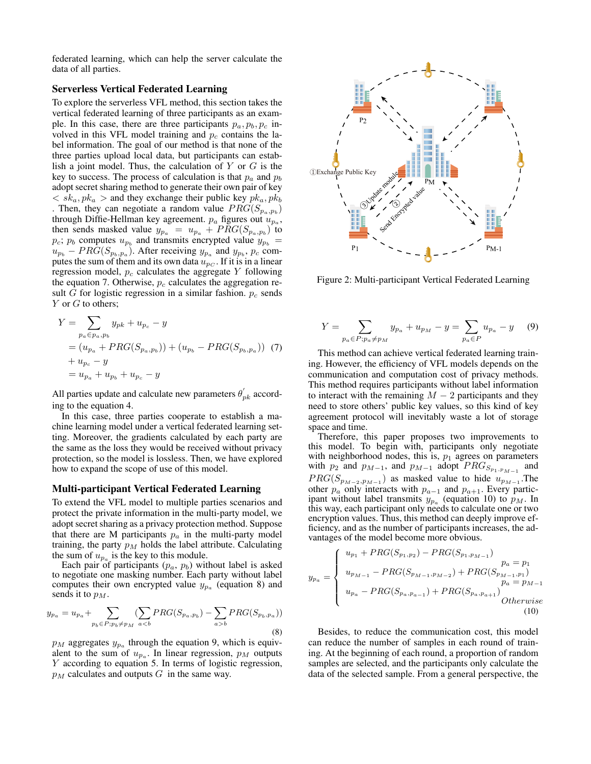federated learning, which can help the server calculate the data of all parties.

### Serverless Vertical Federated Learning

To explore the serverless VFL method, this section takes the vertical federated learning of three participants as an example. In this case, there are three participants $p_a, p_b, p_c$ involved in this VFL model training and $p_c$ contains the label information. The goal of our method is that none of the three parties upload local data, but participants can establish a joint model. Thus, the calculation of $Y$ or $G$ is the key to success. The process of calculation is that $p_a$ and $p_b$ adopt secret sharing method to generate their own pair of key $< sk_a, pk_a >$ and they exchange their public key $pk_a, pk_b$ . Then, they can negotiate a random value $PRG(S_{p_a,p_b})$ through Diffie-Hellman key agreement. $p_a$ figures out $u_{p_a}$, then sends masked value $y_{p_a} = u_{p_a} + PRG(S_{p_a,p_b})$ to $p_c$; $p_b$ computes $u_{p_b}$ and transmits encrypted value $y_{p_b} = u_{p_b} - PRG(S_{p_b,p_a})$. After receiving $y_{p_a}$ and $y_{p_b}$, $p_c$ computes the sum of them and its own data $u_{pC}$. If it is in a linear regression model, $p_c$ calculates the aggregate $Y$ following the equation 7. Otherwise, $p_c$ calculates the aggregation result $G$ for logistic regression in a similar fashion. $p_c$ sends $Y$ or $G$ to others;

$$
\begin{aligned}
Y &= \sum_{p_a \in p_a, p_b} y_{pk} + u_{p_c} - y \\
&= (u_{p_a} + PRG(S_{p_a,p_b})) + (u_{p_b} - PRG(S_{p_b,p_a})) \\
&+ u_{p_c} - y \\
&= u_{p_a} + u_{p_b} + u_{p_c} - y
\end{aligned}
\tag{7}
$$

All parties update and calculate new parameters $\theta^{'}_{pk}$ according to the equation 4.

In this case, three parties cooperate to establish a machine learning model under a vertical federated learning setting. Moreover, the gradients calculated by each party are the same as the loss they would be received without privacy protection, so the model is lossless. Then, we have explored how to expand the scope of use of this model.

### Multi-participant Vertical Federated Learning

To extend the VFL model to multiple parties scenarios and protect the private information in the multi-party model, we adopt secret sharing as a privacy protection method. Suppose that there are M participants $p_a$ in the multi-party model training, the party $p_M$ holds the label attribute. Calculating the sum of $u_{p_a}$ is the key to this module.

Each pair of participants ($p_a$, $p_b$) without label is asked to negotiate one masking number. Each party without label computes their own encrypted value $y_{p_a}$ (equation 8) and sends it to $p_M$.

$$
y_{p_a} = u_{p_a} + \sum_{p_b \in P; p_b \neq p_M} \left( \sum_{a<b} PRG(S_{p_a,p_b}) - \sum_{a>b} PRG(S_{p_b,p_a}) \right)
\tag{8}
$$

$p_M$ aggregates $y_{p_a}$ through the equation 9, which is equivalent to the sum of $u_{p_a}$. In linear regression, $p_M$ outputs $Y$ according to equation 5. In terms of logistic regression, $p_M$ calculates and outputs $G$ in the same way.

Figure 2: Multi-participant Vertical Federated Learning

$$
Y = \sum_{p_a \in P; p_a \neq p_M} y_{p_a} + u_{p_M} - y = \sum_{p_a \in P} u_{p_a} - y
\tag{9}
$$

This method can achieve vertical federated learning training. However, the efficiency of VFL models depends on the communication and computation cost of privacy methods. This method requires participants without label information to interact with the remaining $M-2$ participants and they need to store others' public key values, so this kind of key agreement protocol will inevitably waste a lot of storage space and time.

Therefore, this paper proposes two improvements to this model. To begin with, participants only negotiate with neighborhood nodes, this is, $p_1$ agrees on parameters with $p_2$ and $p_{M-1}$, and $p_{M-1}$ adopt $PRG_{S_{p_1,p_{M-1}}}$ and $PRG(S_{p_{M-2},p_{M-1}})$ as masked value to hide $u_{p_{M-1}}$.The other $p_a$ only interacts with $p_{a-1}$ and $p_{a+1}$. Every participant without label transmits $y_{p_a}$ (equation 10) to $p_M$. In this way, each participant only needs to calculate one or two encryption values. Thus, this method can deeply improve efficiency, and as the number of participants increases, the advantages of the model become more obvious.

$$
y_{p_a} = \begin{cases}
u_{p_1} + PRG(S_{p_1,p_2}) - PRG(S_{p_1,p_{M-1}}) & p_a = p_1 \\
u_{p_{M-1}} - PRG(S_{p_{M-1},p_{M-2}}) + PRG(S_{p_{M-1},p_1}) & p_a = p_{M-1} \\
u_{p_a} - PRG(S_{p_a,p_{a-1}}) + PRG(S_{p_a,p_{a+1}}) & Otherwise
\end{cases}
\tag{10}
$$

Besides, to reduce the communication cost, this model can reduce the number of samples in each round of training. At the beginning of each round, a proportion of random samples are selected, and the participants only calculate the data of the selected sample. From a general perspective, the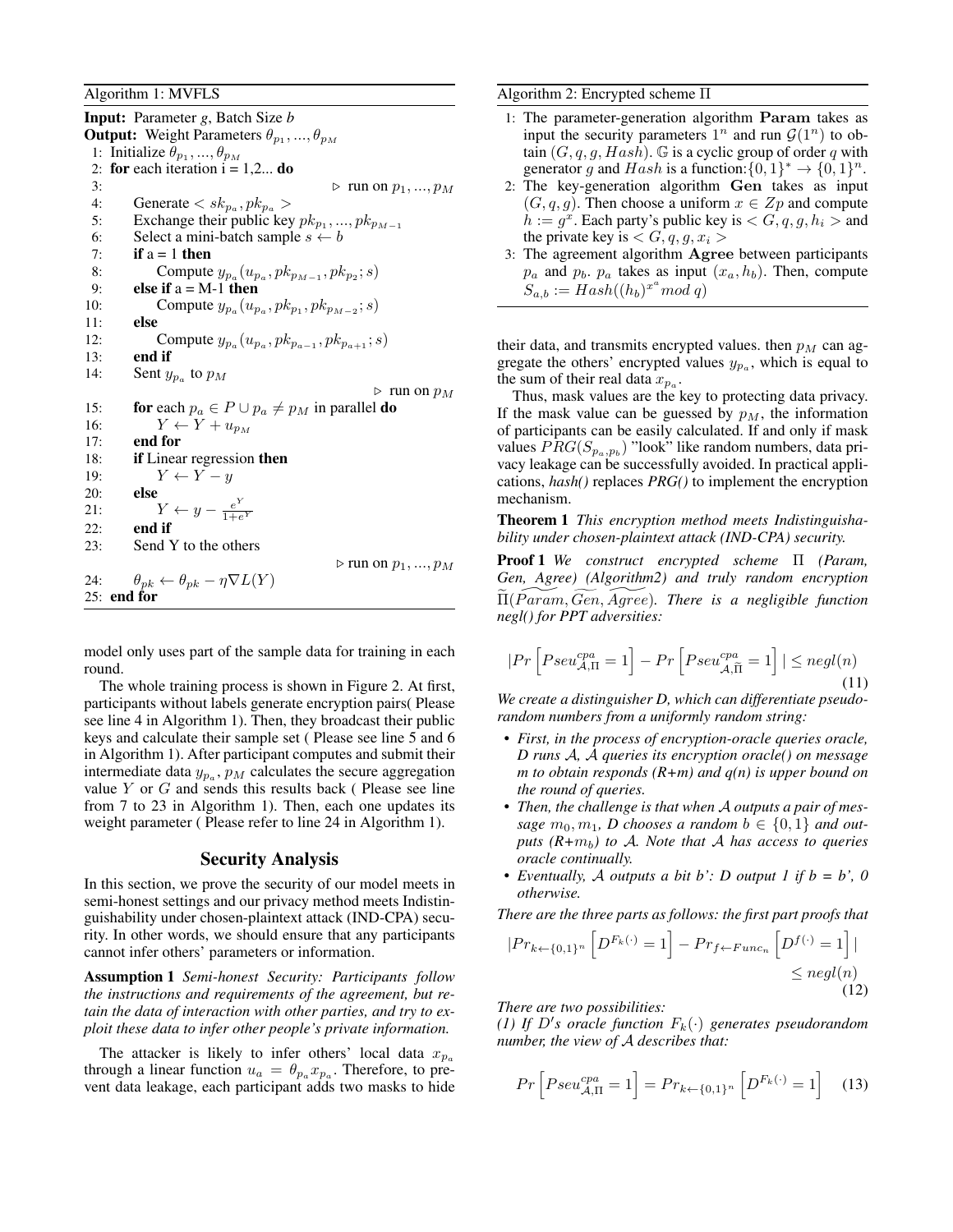Algorithm 1: MVFLS

**Input:** Parameter *g*, Batch Size *b*
**Output:** Weight Parameters $\theta_{p_1}, ..., \theta_{p_M}$

```
1:  Initialize θ_{p_1}, ..., θ_{p_M}
2:  for each iteration i = 1,2... do
3:                                                    ▷ run on p_1, ..., p_M
4:      Generate < sk_{p_a}, pk_{p_a} >
5:      Exchange their public key pk_{p_1}, ..., pk_{p_{M-1}}
6:      Select a mini-batch sample s ← b
7:      if a = 1 then
8:          Compute y_{p_a}(u_{p_a}, pk_{p_{M-1}}, pk_{p_2}; s)
9:      else if a = M-1 then
10:         Compute y_{p_a}(u_{p_a}, pk_{p_1}, pk_{p_{M-2}}; s)
11:     else
12:         Compute y_{p_a}(u_{p_a}, pk_{p_{a-1}}, pk_{p_{a+1}}; s)
13:     end if
14:     Sent y_{p_a} to p_M
                                                      ▷ run on p_M
15:     for each p_a ∈ P ∪ p_a ≠ p_M in parallel do
16:         Y ← Y + u_{p_M}
17:     end for
18:     if Linear regression then
19:         Y ← Y − y
20:     else
21:         Y ← y − e^Y / (1+e^Y)
22:     end if
23:     Send Y to the others
                                                      ▷ run on p_1, ..., p_M
24:     θ_{pk} ← θ_{pk} − η∇L(Y)
25: end for
```

model only uses part of the sample data for training in each round.

The whole training process is shown in Figure 2. At first, participants without labels generate encryption pairs( Please see line 4 in Algorithm 1). Then, they broadcast their public keys and calculate their sample set ( Please see line 5 and 6 in Algorithm 1). After participant computes and submit their intermediate data $y_{p_a}$, $p_M$ calculates the secure aggregation value $Y$ or $G$ and sends this results back ( Please see line from 7 to 23 in Algorithm 1). Then, each one updates its weight parameter ( Please refer to line 24 in Algorithm 1).

## Security Analysis

In this section, we prove the security of our model meets in semi-honest settings and our privacy method meets Indistinguishability under chosen-plaintext attack (IND-CPA) security. In other words, we should ensure that any participants cannot infer others' parameters or information.

**Assumption 1** *Semi-honest Security: Participants follow the instructions and requirements of the agreement, but retain the data of interaction with other parties, and try to exploit these data to infer other people's private information.*

The attacker is likely to infer others' local data $x_{p_a}$ through a linear function $u_a = \theta_{p_a} x_{p_a}$. Therefore, to prevent data leakage, each participant adds two masks to hide their data, and transmits encrypted values. then $p_M$ can aggregate the others' encrypted values $y_{p_a}$, which is equal to the sum of their real data $x_{p_a}$.

Algorithm 2: Encrypted scheme $\Pi$

1: The parameter-generation algorithm **Param** takes as input the security parameters $1^n$ and run $\mathcal{G}(1^n)$ to obtain $(G, q, g, Hash)$. $\mathbb{G}$ is a cyclic group of order $q$ with generator $g$ and $Hash$ is a function:$\{0,1\}^* \rightarrow \{0,1\}^n$.

2: The key-generation algorithm **Gen** takes as input $(G, q, g)$. Then choose a uniform $x \in Zp$ and compute $h := g^x$. Each party's public key is $< G, q, g, h_i >$ and the private key is $< G, q, g, x_i >$

3: The agreement algorithm **Agree** between participants $p_a$ and $p_b$. $p_a$ takes as input $(x_a, h_b)$. Then, compute $S_{a,b} := Hash((h_b)^{x^a} mod\ q)$

Thus, mask values are the key to protecting data privacy. If the mask value can be guessed by $p_M$, the information of participants can be easily calculated. If and only if mask values $PRG(S_{p_a,p_b})$ "look" like random numbers, data privacy leakage can be successfully avoided. In practical applications, *hash()* replaces *PRG()* to implement the encryption mechanism.

**Theorem 1** *This encryption method meets Indistinguishability under chosen-plaintext attack (IND-CPA) security.*

**Proof 1** *We construct encrypted scheme $\Pi$ (Param, Gen, Agree) (Algorithm2) and truly random encryption $\widetilde{\Pi}(\widetilde{Param}, \widetilde{Gen}, \widetilde{Agree})$. There is a negligible function negl() for PPT adversities:*

$$|Pr\left[Pseu^{cpa}_{\mathcal{A},\Pi} = 1\right] - Pr\left[Pseu^{cpa}_{\mathcal{A},\widetilde{\Pi}} = 1\right]| \leq negl(n) \tag{11}$$

*We create a distinguisher D, which can differentiate pseudorandom numbers from a uniformly random string:*

- *First, in the process of encryption-oracle queries oracle, D runs $\mathcal{A}$, $\mathcal{A}$ queries its encryption oracle() on message m to obtain responds (R+m) and q(n) is upper bound on the round of queries.*
- *Then, the challenge is that when $\mathcal{A}$ outputs a pair of message $m_0, m_1$, D chooses a random $b \in \{0, 1\}$ and outputs (R+$m_b$) to $\mathcal{A}$. Note that $\mathcal{A}$ has access to queries oracle continually.*
- *Eventually, $\mathcal{A}$ outputs a bit b': D output 1 if b = b', 0 otherwise.*

*There are the three parts as follows: the first part proofs that*

$$|Pr_{k \leftarrow \{0,1\}^n}\left[D^{F_k(\cdot)} = 1\right] - Pr_{f \leftarrow Func_n}\left[D^{f(\cdot)} = 1\right]| \leq negl(n) \tag{12}$$

*There are two possibilities:*

*(1) If $D'$s oracle function $F_k(\cdot)$ generates pseudorandom number, the view of $\mathcal{A}$ describes that:*

$$Pr\left[Pseu^{cpa}_{\mathcal{A},\Pi} = 1\right] = Pr_{k \leftarrow \{0,1\}^n}\left[D^{F_k(\cdot)} = 1\right] \tag{13}$$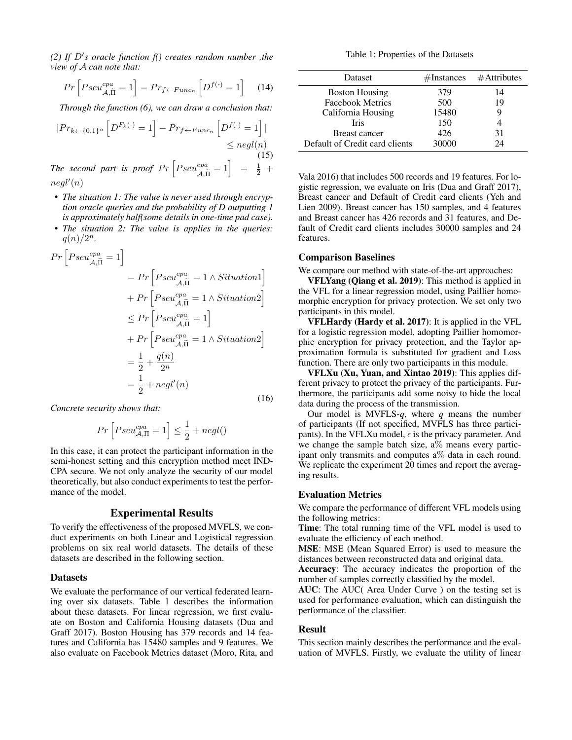*(2) If $D'$s oracle function f() creates random number ,the view of $\mathcal{A}$ can note that:*

$$Pr\left[Pseu^{cpa}_{\mathcal{A},\widetilde{\Pi}}=1\right]=Pr_{f\leftarrow Func_n}\left[D^{f(\cdot)}=1\right] \tag{14}$$

*Through the function (6), we can draw a conclusion that:*

$$|Pr_{k\leftarrow\{0,1\}^n}\left[D^{F_k(\cdot)}=1\right]-Pr_{f\leftarrow Func_n}\left[D^{f(\cdot)}=1\right]| \leq negl(n) \tag{15}$$

*The second part is proof $Pr\left[Pseu^{cpa}_{\mathcal{A},\widetilde{\Pi}}=1\right] = \frac{1}{2}+negl'(n)$*

- *The situation 1: The value is never used through encryption oracle queries and the probability of D outputting 1 is approximately half(some details in one-time pad case).*
- *The situation 2: The value is applies in the queries: $q(n)/2^n$.*

$$\begin{aligned}
Pr\left[Pseu^{cpa}_{\mathcal{A},\widetilde{\Pi}}=1\right] &= Pr\left[Pseu^{cpa}_{\mathcal{A},\widetilde{\Pi}}=1\wedge Situation1\right] \\
&+ Pr\left[Pseu^{cpa}_{\mathcal{A},\widetilde{\Pi}}=1\wedge Situation2\right] \\
&\leq Pr\left[Pseu^{cpa}_{\mathcal{A},\widetilde{\Pi}}=1\right] \\
&+ Pr\left[Pseu^{cpa}_{\mathcal{A},\widetilde{\Pi}}=1\wedge Situation2\right] \\
&= \frac{1}{2}+\frac{q(n)}{2^n} \\
&= \frac{1}{2}+negl'(n)
\end{aligned} \tag{16}$$

*Concrete security shows that:*

$$Pr\left[Pseu^{cpa}_{\mathcal{A},\Pi}=1\right]\leq\frac{1}{2}+negl()$$

In this case, it can protect the participant information in the semi-honest setting and this encryption method meet IND-CPA secure. We not only analyze the security of our model theoretically, but also conduct experiments to test the performance of the model.

## Experimental Results

To verify the effectiveness of the proposed MVFLS, we conduct experiments on both Linear and Logistical regression problems on six real world datasets. The details of these datasets are described in the following section.

### Datasets

We evaluate the performance of our vertical federated learning over six datasets. Table 1 describes the information about these datasets. For linear regression, we first evaluate on Boston and California Housing datasets (Dua and Graff 2017). Boston Housing has 379 records and 14 features and California has 15480 samples and 9 features. We also evaluate on Facebook Metrics dataset (Moro, Rita, and Vala 2016) that includes 500 records and 19 features. For logistic regression, we evaluate on Iris (Dua and Graff 2017), Breast cancer and Default of Credit card clients (Yeh and Lien 2009). Breast cancer has 150 samples, and 4 features and Breast cancer has 426 records and 31 features, and Default of Credit card clients includes 30000 samples and 24 features.

Table 1: Properties of the Datasets

| Dataset | #Instances | #Attributes |
|---|---|---|
| Boston Housing | 379 | 14 |
| Facebook Metrics | 500 | 19 |
| California Housing | 15480 | 9 |
| Iris | 150 | 4 |
| Breast cancer | 426 | 31 |
| Default of Credit card clients | 30000 | 24 |

### Comparison Baselines

We compare our method with state-of-the-art approaches:

**VFLYang (Qiang et al. 2019)**: This method is applied in the VFL for a linear regression model, using Paillier homomorphic encryption for privacy protection. We set only two participants in this model.

**VFLHardy (Hardy et al. 2017)**: It is applied in the VFL for a logistic regression model, adopting Paillier homomorphic encryption for privacy protection, and the Taylor approximation formula is substituted for gradient and Loss function. There are only two participants in this module.

**VFLXu (Xu, Yuan, and Xintao 2019)**: This applies different privacy to protect the privacy of the participants. Furthermore, the participants add some noisy to hide the local data during the process of the transmission.

Our model is MVFLS-*q*, where *q* means the number of participants (If not specified, MVFLS has three participants). In the VFLXu model, $\epsilon$ is the privacy parameter. And we change the sample batch size, a% means every participant only transmits and computes a% data in each round. We replicate the experiment 20 times and report the averaging results.

### Evaluation Metrics

We compare the performance of different VFL models using the following metrics:

**Time**: The total running time of the VFL model is used to evaluate the efficiency of each method.

**MSE**: MSE (Mean Squared Error) is used to measure the distances between reconstructed data and original data.

**Accuracy**: The accuracy indicates the proportion of the number of samples correctly classified by the model.

**AUC**: The AUC( Area Under Curve ) on the testing set is used for performance evaluation, which can distinguish the performance of the classifier.

### Result

This section mainly describes the performance and the evaluation of MVFLS. Firstly, we evaluate the utility of linear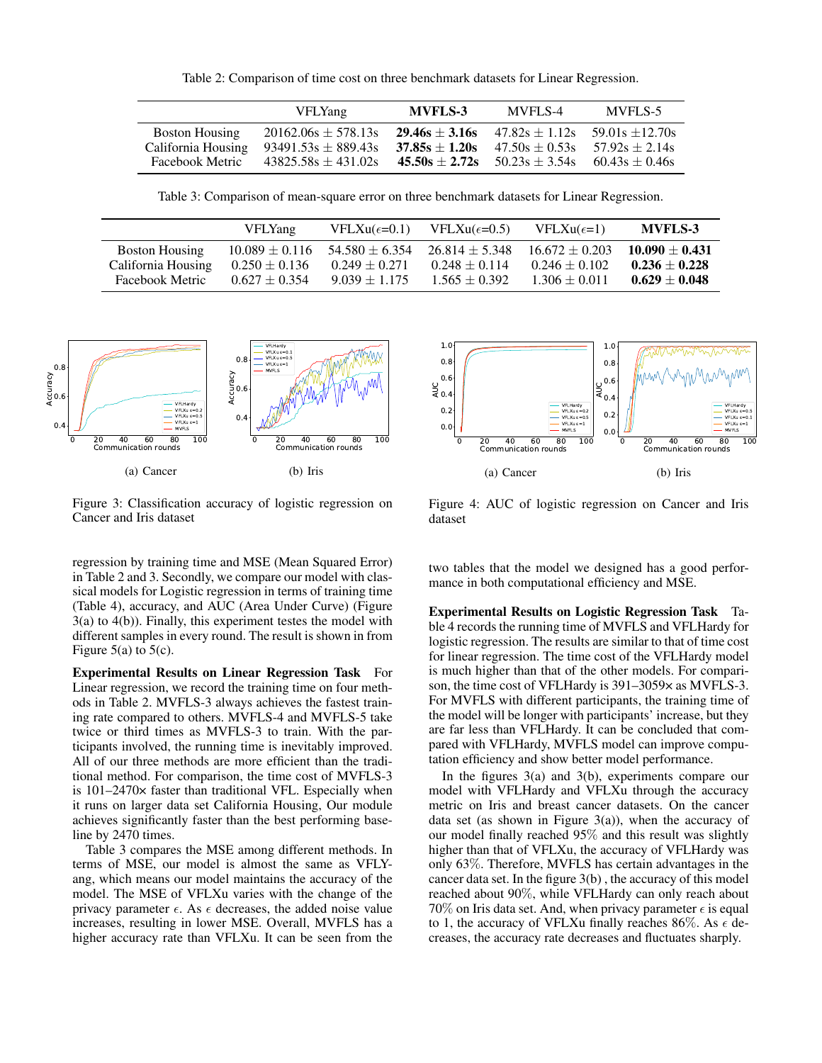Table 2: Comparison of time cost on three benchmark datasets for Linear Regression.

| | VFLYang | **MVFLS-3** | MVFLS-4 | MVFLS-5 |
|---|---|---|---|---|
| Boston Housing | 20162.06s ± 578.13s | **29.46s ± 3.16s** | 47.82s ± 1.12s | 59.01s ±12.70s |
| California Housing | 93491.53s ± 889.43s | **37.85s ± 1.20s** | 47.50s ± 0.53s | 57.92s ± 2.14s |
| Facebook Metric | 43825.58s ± 431.02s | **45.50s ± 2.72s** | 50.23s ± 3.54s | 60.43s ± 0.46s |

Table 3: Comparison of mean-square error on three benchmark datasets for Linear Regression.

| | VFLYang | VFLXu($\epsilon$=0.1) | VFLXu($\epsilon$=0.5) | VFLXu($\epsilon$=1) | **MVFLS-3** |
|---|---|---|---|---|---|
| Boston Housing | 10.089 ± 0.116 | 54.580 ± 6.354 | 26.814 ± 5.348 | 16.672 ± 0.203 | **10.090 ± 0.431** |
| California Housing | 0.250 ± 0.136 | 0.249 ± 0.271 | 0.248 ± 0.114 | 0.246 ± 0.102 | **0.236 ± 0.228** |
| Facebook Metric | 0.627 ± 0.354 | 9.039 ± 1.175 | 1.565 ± 0.392 | 1.306 ± 0.011 | **0.629 ± 0.048** |

(a) Cancer

(b) Iris

Figure 3: Classification accuracy of logistic regression on Cancer and Iris dataset

(a) Cancer

(b) Iris

Figure 4: AUC of logistic regression on Cancer and Iris dataset

regression by training time and MSE (Mean Squared Error) in Table 2 and 3. Secondly, we compare our model with classical models for Logistic regression in terms of training time (Table 4), accuracy, and AUC (Area Under Curve) (Figure 3(a) to 4(b)). Finally, this experiment testes the model with different samples in every round. The result is shown in from Figure 5(a) to 5(c).

**Experimental Results on Linear Regression Task** For Linear regression, we record the training time on four methods in Table 2. MVFLS-3 always achieves the fastest training rate compared to others. MVFLS-4 and MVFLS-5 take twice or third times as MVFLS-3 to train. With the participants involved, the running time is inevitably improved. All of our three methods are more efficient than the traditional method. For comparison, the time cost of MVFLS-3 is 101–2470× faster than traditional VFL. Especially when it runs on larger data set California Housing, Our module achieves significantly faster than the best performing baseline by 2470 times.

Table 3 compares the MSE among different methods. In terms of MSE, our model is almost the same as VFLYang, which means our model maintains the accuracy of the model. The MSE of VFLXu varies with the change of the privacy parameter $\epsilon$. As $\epsilon$ decreases, the added noise value increases, resulting in lower MSE. Overall, MVFLS has a higher accuracy rate than VFLXu. It can be seen from the two tables that the model we designed has a good performance in both computational efficiency and MSE.

**Experimental Results on Logistic Regression Task** Table 4 records the running time of MVFLS and VFLHardy for logistic regression. The results are similar to that of time cost for linear regression. The time cost of the VFLHardy model is much higher than that of the other models. For comparison, the time cost of VFLHardy is 391–3059× as MVFLS-3. For MVFLS with different participants, the training time of the model will be longer with participants' increase, but they are far less than VFLHardy. It can be concluded that compared with VFLHardy, MVFLS model can improve computation efficiency and show better model performance.

In the figures 3(a) and 3(b), experiments compare our model with VFLHardy and VFLXu through the accuracy metric on Iris and breast cancer datasets. On the cancer data set (as shown in Figure 3(a)), when the accuracy of our model finally reached 95% and this result was slightly higher than that of VFLXu, the accuracy of VFLHardy was only 63%. Therefore, MVFLS has certain advantages in the cancer data set. In the figure 3(b) , the accuracy of this model reached about 90%, while VFLHardy can only reach about 70% on Iris data set. And, when privacy parameter $\epsilon$ is equal to 1, the accuracy of VFLXu finally reaches 86%. As $\epsilon$ decreases, the accuracy rate decreases and fluctuates sharply.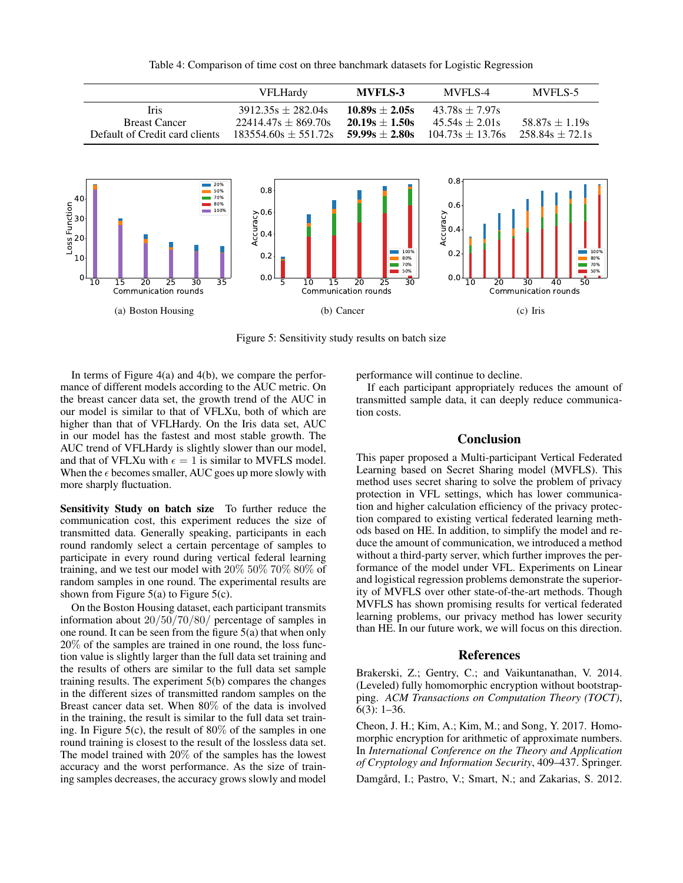Table 4: Comparison of time cost on three banchmark datasets for Logistic Regression

| | VFLHardy | **MVFLS-3** | MVFLS-4 | MVFLS-5 |
|---|---|---|---|---|
| Iris | 3912.35s ± 282.04s | **10.89s ± 2.05s** | 43.78s ± 7.97s | |
| Breast Cancer | 22414.47s ± 869.70s | **20.19s ± 1.50s** | 45.54s ± 2.01s | 58.87s ± 1.19s |
| Default of Credit card clients | 183554.60s ± 551.72s | **59.99s ± 2.80s** | 104.73s ± 13.76s | 258.84s ± 72.1s |

(a) Boston Housing

(b) Cancer

(c) Iris

Figure 5: Sensitivity study results on batch size

In terms of Figure 4(a) and 4(b), we compare the performance of different models according to the AUC metric. On the breast cancer data set, the growth trend of the AUC in our model is similar to that of VFLXu, both of which are higher than that of VFLHardy. On the Iris data set, AUC in our model has the fastest and most stable growth. The AUC trend of VFLHardy is slightly slower than our model, and that of VFLXu with $\epsilon = 1$ is similar to MVFLS model. When the $\epsilon$ becomes smaller, AUC goes up more slowly with more sharply fluctuation.

**Sensitivity Study on batch size** To further reduce the communication cost, this experiment reduces the size of transmitted data. Generally speaking, participants in each round randomly select a certain percentage of samples to participate in every round during vertical federal learning training, and we test our model with $20\%$ $50\%$ $70\%$ $80\%$ of random samples in one round. The experimental results are shown from Figure 5(a) to Figure 5(c).

On the Boston Housing dataset, each participant transmits information about $20/50/70/80/$ percentage of samples in one round. It can be seen from the figure 5(a) that when only $20\%$ of the samples are trained in one round, the loss function value is slightly larger than the full data set training and the results of others are similar to the full data set sample training results. The experiment 5(b) compares the changes in the different sizes of transmitted random samples on the Breast cancer data set. When $80\%$ of the data is involved in the training, the result is similar to the full data set training. In Figure 5(c), the result of $80\%$ of the samples in one round training is closest to the result of the lossless data set. The model trained with $20\%$ of the samples has the lowest accuracy and the worst performance. As the size of training samples decreases, the accuracy grows slowly and model performance will continue to decline.

If each participant appropriately reduces the amount of transmitted sample data, it can deeply reduce communication costs.

## Conclusion

This paper proposed a Multi-participant Vertical Federated Learning based on Secret Sharing model (MVFLS). This method uses secret sharing to solve the problem of privacy protection in VFL settings, which has lower communication and higher calculation efficiency of the privacy protection compared to existing vertical federated learning methods based on HE. In addition, to simplify the model and reduce the amount of communication, we introduced a method without a third-party server, which further improves the performance of the model under VFL. Experiments on Linear and logistical regression problems demonstrate the superiority of MVFLS over other state-of-the-art methods. Though MVFLS has shown promising results for vertical federated learning problems, our privacy method has lower security than HE. In our future work, we will focus on this direction.

## References

Brakerski, Z.; Gentry, C.; and Vaikuntanathan, V. 2014. (Leveled) fully homomorphic encryption without bootstrapping. *ACM Transactions on Computation Theory (TOCT)*, 6(3): 1–36.

Cheon, J. H.; Kim, A.; Kim, M.; and Song, Y. 2017. Homomorphic encryption for arithmetic of approximate numbers. In *International Conference on the Theory and Application of Cryptology and Information Security*, 409–437. Springer.

Damgård, I.; Pastro, V.; Smart, N.; and Zakarias, S. 2012.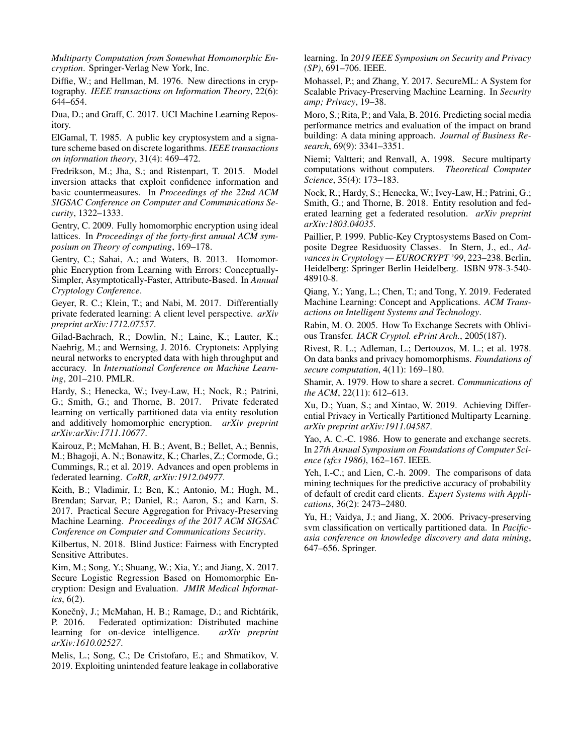*Multiparty Computation from Somewhat Homomorphic Encryption*. Springer-Verlag New York, Inc.

Diffie, W.; and Hellman, M. 1976. New directions in cryptography. *IEEE transactions on Information Theory*, 22(6): 644–654.

Dua, D.; and Graff, C. 2017. UCI Machine Learning Repository.

ElGamal, T. 1985. A public key cryptosystem and a signature scheme based on discrete logarithms. *IEEE transactions on information theory*, 31(4): 469–472.

Fredrikson, M.; Jha, S.; and Ristenpart, T. 2015. Model inversion attacks that exploit confidence information and basic countermeasures. In *Proceedings of the 22nd ACM SIGSAC Conference on Computer and Communications Security*, 1322–1333.

Gentry, C. 2009. Fully homomorphic encryption using ideal lattices. In *Proceedings of the forty-first annual ACM symposium on Theory of computing*, 169–178.

Gentry, C.; Sahai, A.; and Waters, B. 2013. Homomorphic Encryption from Learning with Errors: Conceptually-Simpler, Asymptotically-Faster, Attribute-Based. In *Annual Cryptology Conference*.

Geyer, R. C.; Klein, T.; and Nabi, M. 2017. Differentially private federated learning: A client level perspective. *arXiv preprint arXiv:1712.07557*.

Gilad-Bachrach, R.; Dowlin, N.; Laine, K.; Lauter, K.; Naehrig, M.; and Wernsing, J. 2016. Cryptonets: Applying neural networks to encrypted data with high throughput and accuracy. In *International Conference on Machine Learning*, 201–210. PMLR.

Hardy, S.; Henecka, W.; Ivey-Law, H.; Nock, R.; Patrini, G.; Smith, G.; and Thorne, B. 2017. Private federated learning on vertically partitioned data via entity resolution and additively homomorphic encryption. *arXiv preprint arXiv:arXiv:1711.10677*.

Kairouz, P.; McMahan, H. B.; Avent, B.; Bellet, A.; Bennis, M.; Bhagoji, A. N.; Bonawitz, K.; Charles, Z.; Cormode, G.; Cummings, R.; et al. 2019. Advances and open problems in federated learning. *CoRR, arXiv:1912.04977*.

Keith, B.; Vladimir, I.; Ben, K.; Antonio, M.; Hugh, M., Brendan; Sarvar, P.; Daniel, R.; Aaron, S.; and Karn, S. 2017. Practical Secure Aggregation for Privacy-Preserving Machine Learning. *Proceedings of the 2017 ACM SIGSAC Conference on Computer and Communications Security*.

Kilbertus, N. 2018. Blind Justice: Fairness with Encrypted Sensitive Attributes.

Kim, M.; Song, Y.; Shuang, W.; Xia, Y.; and Jiang, X. 2017. Secure Logistic Regression Based on Homomorphic Encryption: Design and Evaluation. *JMIR Medical Informatics*, 6(2).

Konečnỳ, J.; McMahan, H. B.; Ramage, D.; and Richtárik, P. 2016. Federated optimization: Distributed machine learning for on-device intelligence. *arXiv preprint arXiv:1610.02527*.

Melis, L.; Song, C.; De Cristofaro, E.; and Shmatikov, V. 2019. Exploiting unintended feature leakage in collaborative learning. In *2019 IEEE Symposium on Security and Privacy (SP)*, 691–706. IEEE.

Mohassel, P.; and Zhang, Y. 2017. SecureML: A System for Scalable Privacy-Preserving Machine Learning. In *Security amp; Privacy*, 19–38.

Moro, S.; Rita, P.; and Vala, B. 2016. Predicting social media performance metrics and evaluation of the impact on brand building: A data mining approach. *Journal of Business Research*, 69(9): 3341–3351.

Niemi; Valtteri; and Renvall, A. 1998. Secure multiparty computations without computers. *Theoretical Computer Science*, 35(4): 173–183.

Nock, R.; Hardy, S.; Henecka, W.; Ivey-Law, H.; Patrini, G.; Smith, G.; and Thorne, B. 2018. Entity resolution and federated learning get a federated resolution. *arXiv preprint arXiv:1803.04035*.

Paillier, P. 1999. Public-Key Cryptosystems Based on Composite Degree Residuosity Classes. In Stern, J., ed., *Advances in Cryptology — EUROCRYPT '99*, 223–238. Berlin, Heidelberg: Springer Berlin Heidelberg. ISBN 978-3-540-48910-8.

Qiang, Y.; Yang, L.; Chen, T.; and Tong, Y. 2019. Federated Machine Learning: Concept and Applications. *ACM Transactions on Intelligent Systems and Technology*.

Rabin, M. O. 2005. How To Exchange Secrets with Oblivious Transfer. *IACR Cryptol. ePrint Arch.*, 2005(187).

Rivest, R. L.; Adleman, L.; Dertouzos, M. L.; et al. 1978. On data banks and privacy homomorphisms. *Foundations of secure computation*, 4(11): 169–180.

Shamir, A. 1979. How to share a secret. *Communications of the ACM*, 22(11): 612–613.

Xu, D.; Yuan, S.; and Xintao, W. 2019. Achieving Differential Privacy in Vertically Partitioned Multiparty Learning. *arXiv preprint arXiv:1911.04587*.

Yao, A. C.-C. 1986. How to generate and exchange secrets. In *27th Annual Symposium on Foundations of Computer Science (sfcs 1986)*, 162–167. IEEE.

Yeh, I.-C.; and Lien, C.-h. 2009. The comparisons of data mining techniques for the predictive accuracy of probability of default of credit card clients. *Expert Systems with Applications*, 36(2): 2473–2480.

Yu, H.; Vaidya, J.; and Jiang, X. 2006. Privacy-preserving svm classification on vertically partitioned data. In *Pacific-asia conference on knowledge discovery and data mining*, 647–656. Springer.